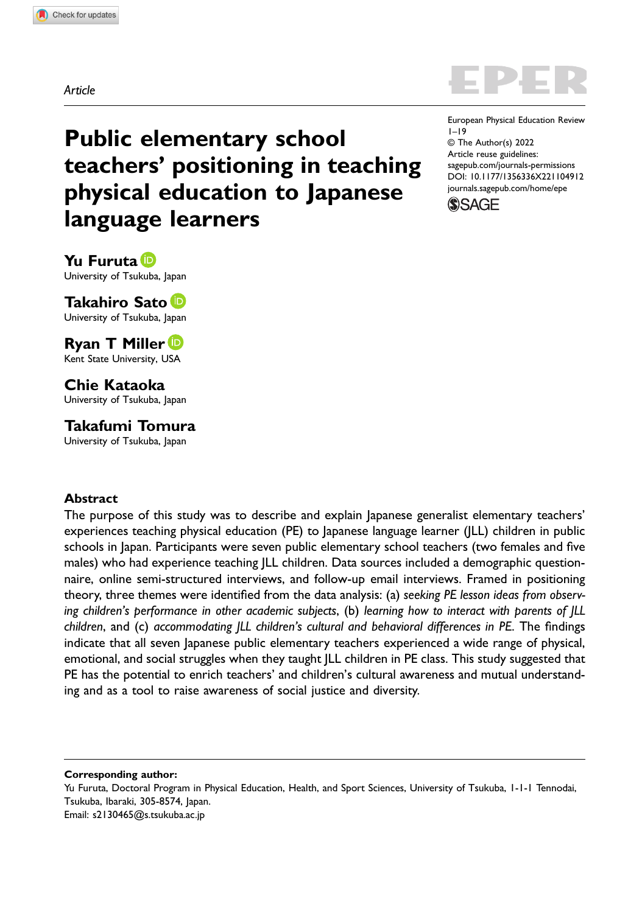Article

# Public elementary school teachers' positioning in teaching physical education to Japanese language learners

**Yu Furuta**
University of Tsukuba, Japan

**Takahiro Sato**
University of Tsukuba, Japan

**Ryan T Miller**
Kent State University, USA

**Chie Kataoka**
University of Tsukuba, Japan

**Takafumi Tomura**
University of Tsukuba, Japan

European Physical Education Review
1–19
© The Author(s) 2022
Article reuse guidelines:
sagepub.com/journals-permissions
DOI: 10.1177/1356336X221104912
journals.sagepub.com/home/epe

## Abstract

The purpose of this study was to describe and explain Japanese generalist elementary teachers' experiences teaching physical education (PE) to Japanese language learner (JLL) children in public schools in Japan. Participants were seven public elementary school teachers (two females and five males) who had experience teaching JLL children. Data sources included a demographic questionnaire, online semi-structured interviews, and follow-up email interviews. Framed in positioning theory, three themes were identified from the data analysis: (a) *seeking PE lesson ideas from observing children's performance in other academic subjects*, (b) *learning how to interact with parents of JLL children*, and (c) *accommodating JLL children's cultural and behavioral differences in PE*. The findings indicate that all seven Japanese public elementary teachers experienced a wide range of physical, emotional, and social struggles when they taught JLL children in PE class. This study suggested that PE has the potential to enrich teachers' and children's cultural awareness and mutual understanding and as a tool to raise awareness of social justice and diversity.

**Corresponding author:**
Yu Furuta, Doctoral Program in Physical Education, Health, and Sport Sciences, University of Tsukuba, 1-1-1 Tennodai, Tsukuba, Ibaraki, 305-8574, Japan.
Email: s2130465@s.tsukuba.ac.jp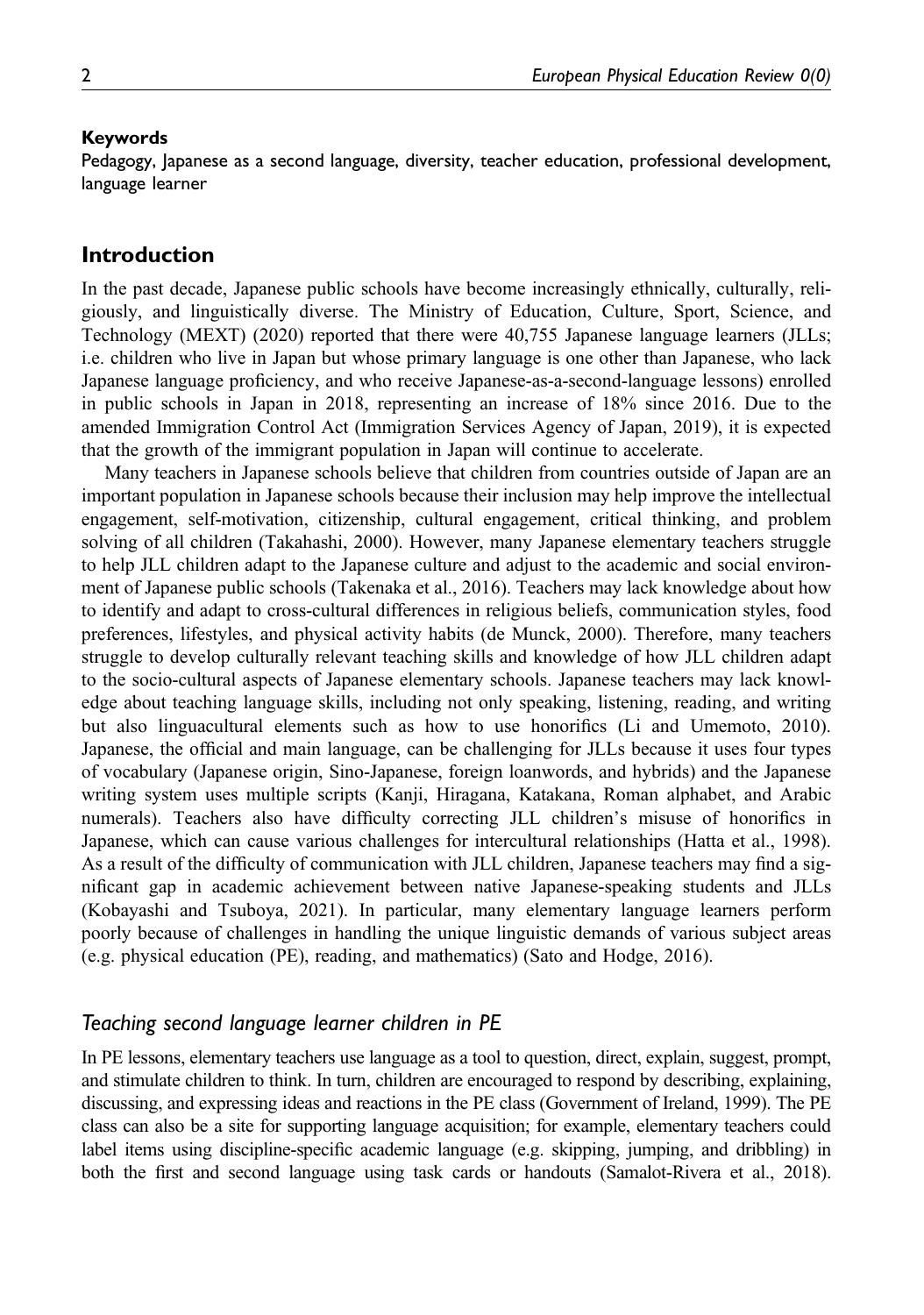**Keywords**

Pedagogy, Japanese as a second language, diversity, teacher education, professional development, language learner

## Introduction

In the past decade, Japanese public schools have become increasingly ethnically, culturally, religiously, and linguistically diverse. The Ministry of Education, Culture, Sport, Science, and Technology (MEXT) (2020) reported that there were 40,755 Japanese language learners (JLLs; i.e. children who live in Japan but whose primary language is one other than Japanese, who lack Japanese language proficiency, and who receive Japanese-as-a-second-language lessons) enrolled in public schools in Japan in 2018, representing an increase of 18% since 2016. Due to the amended Immigration Control Act (Immigration Services Agency of Japan, 2019), it is expected that the growth of the immigrant population in Japan will continue to accelerate.

Many teachers in Japanese schools believe that children from countries outside of Japan are an important population in Japanese schools because their inclusion may help improve the intellectual engagement, self-motivation, citizenship, cultural engagement, critical thinking, and problem solving of all children (Takahashi, 2000). However, many Japanese elementary teachers struggle to help JLL children adapt to the Japanese culture and adjust to the academic and social environment of Japanese public schools (Takenaka et al., 2016). Teachers may lack knowledge about how to identify and adapt to cross-cultural differences in religious beliefs, communication styles, food preferences, lifestyles, and physical activity habits (de Munck, 2000). Therefore, many teachers struggle to develop culturally relevant teaching skills and knowledge of how JLL children adapt to the socio-cultural aspects of Japanese elementary schools. Japanese teachers may lack knowledge about teaching language skills, including not only speaking, listening, reading, and writing but also linguacultural elements such as how to use honorifics (Li and Umemoto, 2010). Japanese, the official and main language, can be challenging for JLLs because it uses four types of vocabulary (Japanese origin, Sino-Japanese, foreign loanwords, and hybrids) and the Japanese writing system uses multiple scripts (Kanji, Hiragana, Katakana, Roman alphabet, and Arabic numerals). Teachers also have difficulty correcting JLL children's misuse of honorifics in Japanese, which can cause various challenges for intercultural relationships (Hatta et al., 1998). As a result of the difficulty of communication with JLL children, Japanese teachers may find a significant gap in academic achievement between native Japanese-speaking students and JLLs (Kobayashi and Tsuboya, 2021). In particular, many elementary language learners perform poorly because of challenges in handling the unique linguistic demands of various subject areas (e.g. physical education (PE), reading, and mathematics) (Sato and Hodge, 2016).

### *Teaching second language learner children in PE*

In PE lessons, elementary teachers use language as a tool to question, direct, explain, suggest, prompt, and stimulate children to think. In turn, children are encouraged to respond by describing, explaining, discussing, and expressing ideas and reactions in the PE class (Government of Ireland, 1999). The PE class can also be a site for supporting language acquisition; for example, elementary teachers could label items using discipline-specific academic language (e.g. skipping, jumping, and dribbling) in both the first and second language using task cards or handouts (Samalot-Rivera et al., 2018).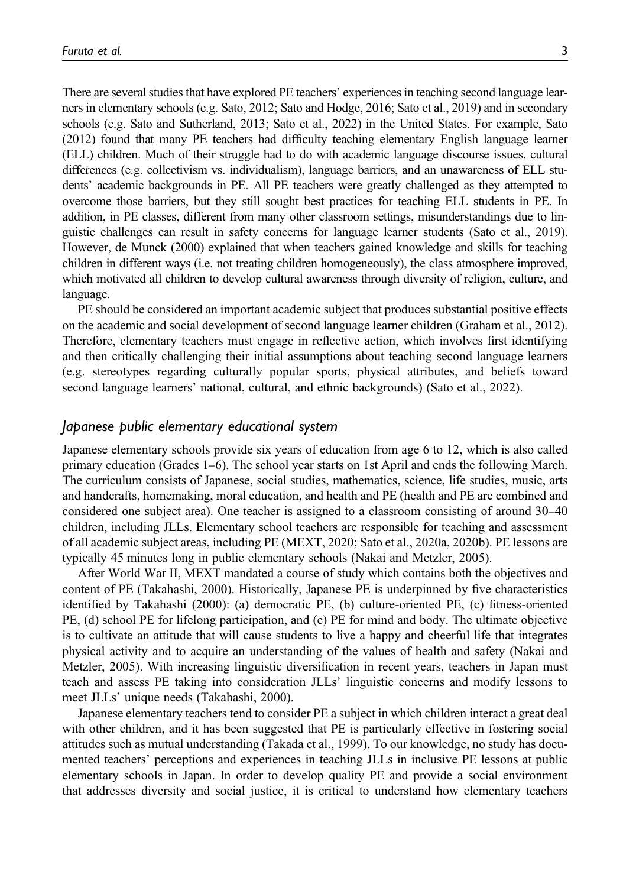There are several studies that have explored PE teachers' experiences in teaching second language learners in elementary schools (e.g. Sato, 2012; Sato and Hodge, 2016; Sato et al., 2019) and in secondary schools (e.g. Sato and Sutherland, 2013; Sato et al., 2022) in the United States. For example, Sato (2012) found that many PE teachers had difficulty teaching elementary English language learner (ELL) children. Much of their struggle had to do with academic language discourse issues, cultural differences (e.g. collectivism vs. individualism), language barriers, and an unawareness of ELL students' academic backgrounds in PE. All PE teachers were greatly challenged as they attempted to overcome those barriers, but they still sought best practices for teaching ELL students in PE. In addition, in PE classes, different from many other classroom settings, misunderstandings due to linguistic challenges can result in safety concerns for language learner students (Sato et al., 2019). However, de Munck (2000) explained that when teachers gained knowledge and skills for teaching children in different ways (i.e. not treating children homogeneously), the class atmosphere improved, which motivated all children to develop cultural awareness through diversity of religion, culture, and language.

PE should be considered an important academic subject that produces substantial positive effects on the academic and social development of second language learner children (Graham et al., 2012). Therefore, elementary teachers must engage in reflective action, which involves first identifying and then critically challenging their initial assumptions about teaching second language learners (e.g. stereotypes regarding culturally popular sports, physical attributes, and beliefs toward second language learners' national, cultural, and ethnic backgrounds) (Sato et al., 2022).

## *Japanese public elementary educational system*

Japanese elementary schools provide six years of education from age 6 to 12, which is also called primary education (Grades 1–6). The school year starts on 1st April and ends the following March. The curriculum consists of Japanese, social studies, mathematics, science, life studies, music, arts and handcrafts, homemaking, moral education, and health and PE (health and PE are combined and considered one subject area). One teacher is assigned to a classroom consisting of around 30–40 children, including JLLs. Elementary school teachers are responsible for teaching and assessment of all academic subject areas, including PE (MEXT, 2020; Sato et al., 2020a, 2020b). PE lessons are typically 45 minutes long in public elementary schools (Nakai and Metzler, 2005).

After World War II, MEXT mandated a course of study which contains both the objectives and content of PE (Takahashi, 2000). Historically, Japanese PE is underpinned by five characteristics identified by Takahashi (2000): (a) democratic PE, (b) culture-oriented PE, (c) fitness-oriented PE, (d) school PE for lifelong participation, and (e) PE for mind and body. The ultimate objective is to cultivate an attitude that will cause students to live a happy and cheerful life that integrates physical activity and to acquire an understanding of the values of health and safety (Nakai and Metzler, 2005). With increasing linguistic diversification in recent years, teachers in Japan must teach and assess PE taking into consideration JLLs' linguistic concerns and modify lessons to meet JLLs' unique needs (Takahashi, 2000).

Japanese elementary teachers tend to consider PE a subject in which children interact a great deal with other children, and it has been suggested that PE is particularly effective in fostering social attitudes such as mutual understanding (Takada et al., 1999). To our knowledge, no study has documented teachers' perceptions and experiences in teaching JLLs in inclusive PE lessons at public elementary schools in Japan. In order to develop quality PE and provide a social environment that addresses diversity and social justice, it is critical to understand how elementary teachers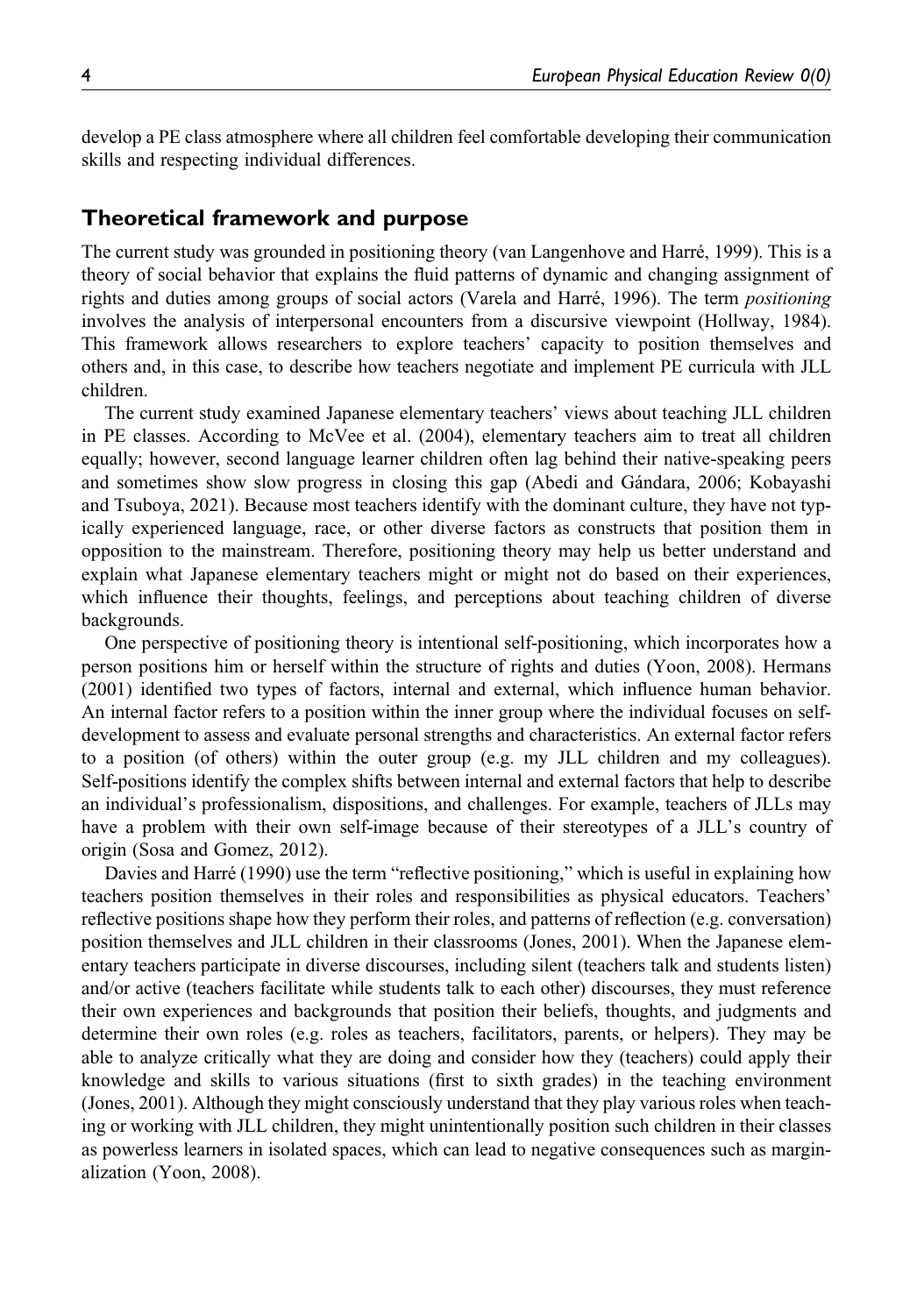develop a PE class atmosphere where all children feel comfortable developing their communication skills and respecting individual differences.

## Theoretical framework and purpose

The current study was grounded in positioning theory (van Langenhove and Harré, 1999). This is a theory of social behavior that explains the fluid patterns of dynamic and changing assignment of rights and duties among groups of social actors (Varela and Harré, 1996). The term *positioning* involves the analysis of interpersonal encounters from a discursive viewpoint (Hollway, 1984). This framework allows researchers to explore teachers' capacity to position themselves and others and, in this case, to describe how teachers negotiate and implement PE curricula with JLL children.

The current study examined Japanese elementary teachers' views about teaching JLL children in PE classes. According to McVee et al. (2004), elementary teachers aim to treat all children equally; however, second language learner children often lag behind their native-speaking peers and sometimes show slow progress in closing this gap (Abedi and Gándara, 2006; Kobayashi and Tsuboya, 2021). Because most teachers identify with the dominant culture, they have not typically experienced language, race, or other diverse factors as constructs that position them in opposition to the mainstream. Therefore, positioning theory may help us better understand and explain what Japanese elementary teachers might or might not do based on their experiences, which influence their thoughts, feelings, and perceptions about teaching children of diverse backgrounds.

One perspective of positioning theory is intentional self-positioning, which incorporates how a person positions him or herself within the structure of rights and duties (Yoon, 2008). Hermans (2001) identified two types of factors, internal and external, which influence human behavior. An internal factor refers to a position within the inner group where the individual focuses on self-development to assess and evaluate personal strengths and characteristics. An external factor refers to a position (of others) within the outer group (e.g. my JLL children and my colleagues). Self-positions identify the complex shifts between internal and external factors that help to describe an individual's professionalism, dispositions, and challenges. For example, teachers of JLLs may have a problem with their own self-image because of their stereotypes of a JLL's country of origin (Sosa and Gomez, 2012).

Davies and Harré (1990) use the term "reflective positioning," which is useful in explaining how teachers position themselves in their roles and responsibilities as physical educators. Teachers' reflective positions shape how they perform their roles, and patterns of reflection (e.g. conversation) position themselves and JLL children in their classrooms (Jones, 2001). When the Japanese elementary teachers participate in diverse discourses, including silent (teachers talk and students listen) and/or active (teachers facilitate while students talk to each other) discourses, they must reference their own experiences and backgrounds that position their beliefs, thoughts, and judgments and determine their own roles (e.g. roles as teachers, facilitators, parents, or helpers). They may be able to analyze critically what they are doing and consider how they (teachers) could apply their knowledge and skills to various situations (first to sixth grades) in the teaching environment (Jones, 2001). Although they might consciously understand that they play various roles when teaching or working with JLL children, they might unintentionally position such children in their classes as powerless learners in isolated spaces, which can lead to negative consequences such as marginalization (Yoon, 2008).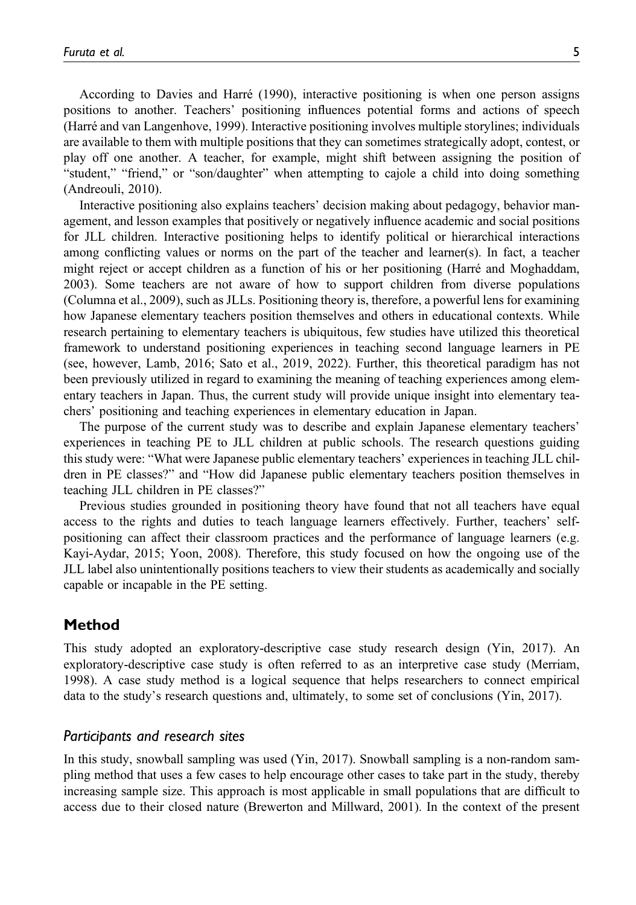According to Davies and Harré (1990), interactive positioning is when one person assigns positions to another. Teachers' positioning influences potential forms and actions of speech (Harré and van Langenhove, 1999). Interactive positioning involves multiple storylines; individuals are available to them with multiple positions that they can sometimes strategically adopt, contest, or play off one another. A teacher, for example, might shift between assigning the position of "student," "friend," or "son/daughter" when attempting to cajole a child into doing something (Andreouli, 2010).

Interactive positioning also explains teachers' decision making about pedagogy, behavior management, and lesson examples that positively or negatively influence academic and social positions for JLL children. Interactive positioning helps to identify political or hierarchical interactions among conflicting values or norms on the part of the teacher and learner(s). In fact, a teacher might reject or accept children as a function of his or her positioning (Harré and Moghaddam, 2003). Some teachers are not aware of how to support children from diverse populations (Columna et al., 2009), such as JLLs. Positioning theory is, therefore, a powerful lens for examining how Japanese elementary teachers position themselves and others in educational contexts. While research pertaining to elementary teachers is ubiquitous, few studies have utilized this theoretical framework to understand positioning experiences in teaching second language learners in PE (see, however, Lamb, 2016; Sato et al., 2019, 2022). Further, this theoretical paradigm has not been previously utilized in regard to examining the meaning of teaching experiences among elementary teachers in Japan. Thus, the current study will provide unique insight into elementary teachers' positioning and teaching experiences in elementary education in Japan.

The purpose of the current study was to describe and explain Japanese elementary teachers' experiences in teaching PE to JLL children at public schools. The research questions guiding this study were: "What were Japanese public elementary teachers' experiences in teaching JLL children in PE classes?" and "How did Japanese public elementary teachers position themselves in teaching JLL children in PE classes?"

Previous studies grounded in positioning theory have found that not all teachers have equal access to the rights and duties to teach language learners effectively. Further, teachers' self-positioning can affect their classroom practices and the performance of language learners (e.g. Kayi-Aydar, 2015; Yoon, 2008). Therefore, this study focused on how the ongoing use of the JLL label also unintentionally positions teachers to view their students as academically and socially capable or incapable in the PE setting.

## Method

This study adopted an exploratory-descriptive case study research design (Yin, 2017). An exploratory-descriptive case study is often referred to as an interpretive case study (Merriam, 1998). A case study method is a logical sequence that helps researchers to connect empirical data to the study's research questions and, ultimately, to some set of conclusions (Yin, 2017).

### *Participants and research sites*

In this study, snowball sampling was used (Yin, 2017). Snowball sampling is a non-random sampling method that uses a few cases to help encourage other cases to take part in the study, thereby increasing sample size. This approach is most applicable in small populations that are difficult to access due to their closed nature (Brewerton and Millward, 2001). In the context of the present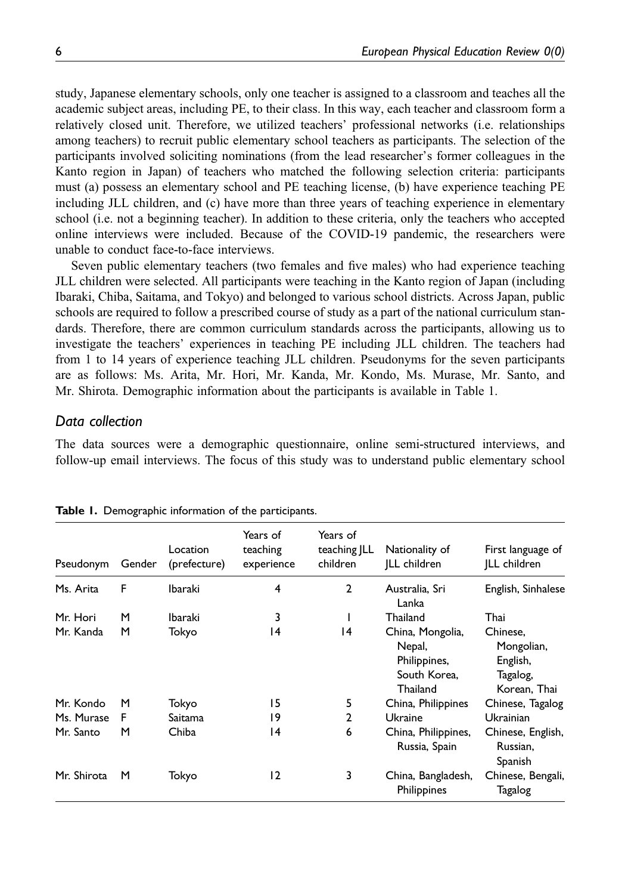study, Japanese elementary schools, only one teacher is assigned to a classroom and teaches all the academic subject areas, including PE, to their class. In this way, each teacher and classroom form a relatively closed unit. Therefore, we utilized teachers' professional networks (i.e. relationships among teachers) to recruit public elementary school teachers as participants. The selection of the participants involved soliciting nominations (from the lead researcher's former colleagues in the Kanto region in Japan) of teachers who matched the following selection criteria: participants must (a) possess an elementary school and PE teaching license, (b) have experience teaching PE including JLL children, and (c) have more than three years of teaching experience in elementary school (i.e. not a beginning teacher). In addition to these criteria, only the teachers who accepted online interviews were included. Because of the COVID-19 pandemic, the researchers were unable to conduct face-to-face interviews.

Seven public elementary teachers (two females and five males) who had experience teaching JLL children were selected. All participants were teaching in the Kanto region of Japan (including Ibaraki, Chiba, Saitama, and Tokyo) and belonged to various school districts. Across Japan, public schools are required to follow a prescribed course of study as a part of the national curriculum standards. Therefore, there are common curriculum standards across the participants, allowing us to investigate the teachers' experiences in teaching PE including JLL children. The teachers had from 1 to 14 years of experience teaching JLL children. Pseudonyms for the seven participants are as follows: Ms. Arita, Mr. Hori, Mr. Kanda, Mr. Kondo, Ms. Murase, Mr. Santo, and Mr. Shirota. Demographic information about the participants is available in Table 1.

## *Data collection*

The data sources were a demographic questionnaire, online semi-structured interviews, and follow-up email interviews. The focus of this study was to understand public elementary school

**Table 1.** Demographic information of the participants.

| Pseudonym | Gender | Location (prefecture) | Years of teaching experience | Years of teaching JLL children | Nationality of JLL children | First language of JLL children |
|---|---|---|---|---|---|---|
| Ms. Arita | F | Ibaraki | 4 | 2 | Australia, Sri Lanka | English, Sinhalese |
| Mr. Hori | M | Ibaraki | 3 | 1 | Thailand | Thai |
| Mr. Kanda | M | Tokyo | 14 | 14 | China, Mongolia, Nepal, Philippines, South Korea, Thailand | Chinese, Mongolian, English, Tagalog, Korean, Thai |
| Mr. Kondo | M | Tokyo | 15 | 5 | China, Philippines | Chinese, Tagalog |
| Ms. Murase | F | Saitama | 19 | 2 | Ukraine | Ukrainian |
| Mr. Santo | M | Chiba | 14 | 6 | China, Philippines, Russia, Spain | Chinese, English, Russian, Spanish |
| Mr. Shirota | M | Tokyo | 12 | 3 | China, Bangladesh, Philippines | Chinese, Bengali, Tagalog |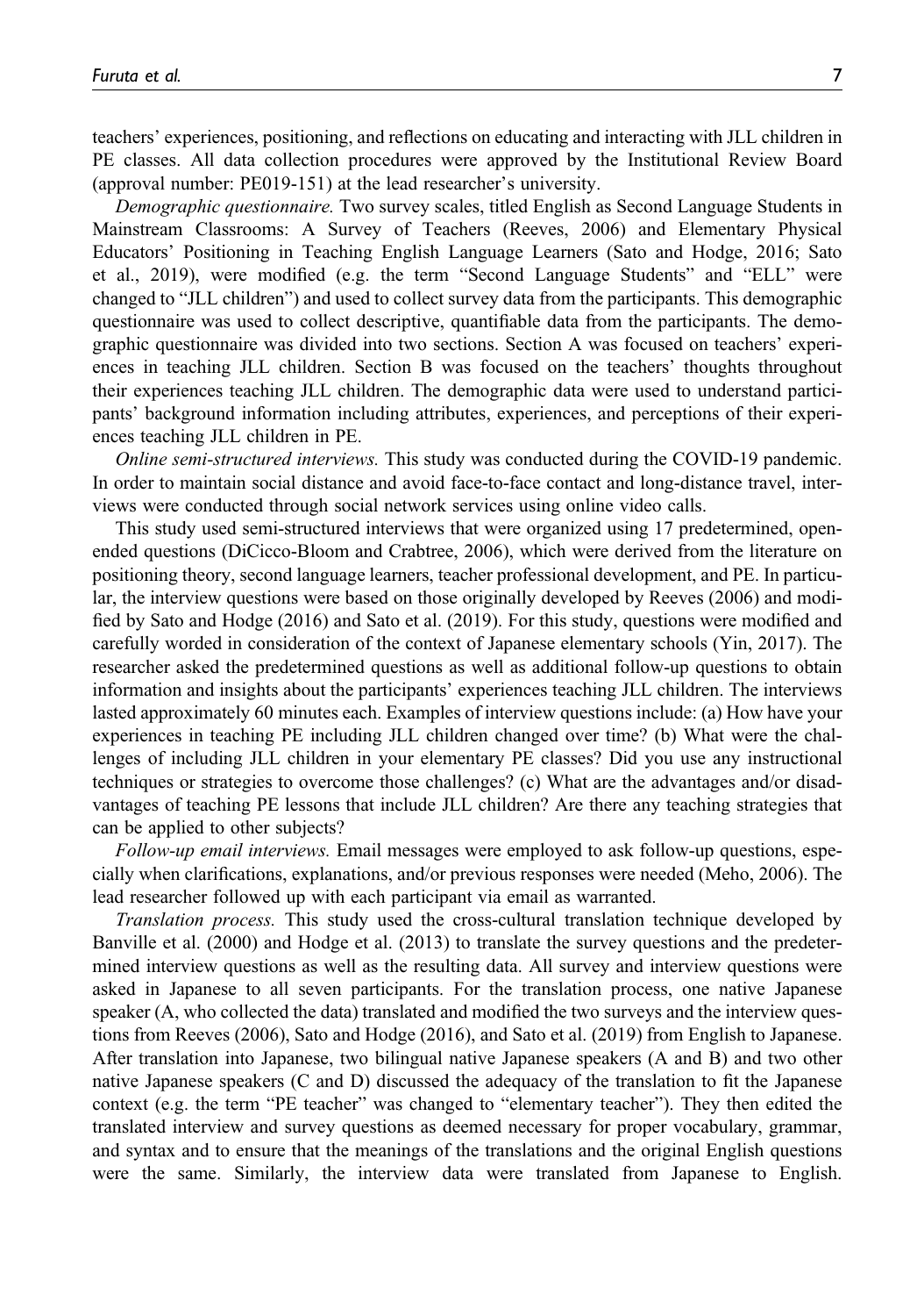teachers' experiences, positioning, and reflections on educating and interacting with JLL children in PE classes. All data collection procedures were approved by the Institutional Review Board (approval number: PE019-151) at the lead researcher's university.

*Demographic questionnaire.* Two survey scales, titled English as Second Language Students in Mainstream Classrooms: A Survey of Teachers (Reeves, 2006) and Elementary Physical Educators' Positioning in Teaching English Language Learners (Sato and Hodge, 2016; Sato et al., 2019), were modified (e.g. the term "Second Language Students" and "ELL" were changed to "JLL children") and used to collect survey data from the participants. This demographic questionnaire was used to collect descriptive, quantifiable data from the participants. The demographic questionnaire was divided into two sections. Section A was focused on teachers' experiences in teaching JLL children. Section B was focused on the teachers' thoughts throughout their experiences teaching JLL children. The demographic data were used to understand participants' background information including attributes, experiences, and perceptions of their experiences teaching JLL children in PE.

*Online semi-structured interviews.* This study was conducted during the COVID-19 pandemic. In order to maintain social distance and avoid face-to-face contact and long-distance travel, interviews were conducted through social network services using online video calls.

This study used semi-structured interviews that were organized using 17 predetermined, open-ended questions (DiCicco-Bloom and Crabtree, 2006), which were derived from the literature on positioning theory, second language learners, teacher professional development, and PE. In particular, the interview questions were based on those originally developed by Reeves (2006) and modified by Sato and Hodge (2016) and Sato et al. (2019). For this study, questions were modified and carefully worded in consideration of the context of Japanese elementary schools (Yin, 2017). The researcher asked the predetermined questions as well as additional follow-up questions to obtain information and insights about the participants' experiences teaching JLL children. The interviews lasted approximately 60 minutes each. Examples of interview questions include: (a) How have your experiences in teaching PE including JLL children changed over time? (b) What were the challenges of including JLL children in your elementary PE classes? Did you use any instructional techniques or strategies to overcome those challenges? (c) What are the advantages and/or disadvantages of teaching PE lessons that include JLL children? Are there any teaching strategies that can be applied to other subjects?

*Follow-up email interviews.* Email messages were employed to ask follow-up questions, especially when clarifications, explanations, and/or previous responses were needed (Meho, 2006). The lead researcher followed up with each participant via email as warranted.

*Translation process.* This study used the cross-cultural translation technique developed by Banville et al. (2000) and Hodge et al. (2013) to translate the survey questions and the predetermined interview questions as well as the resulting data. All survey and interview questions were asked in Japanese to all seven participants. For the translation process, one native Japanese speaker (A, who collected the data) translated and modified the two surveys and the interview questions from Reeves (2006), Sato and Hodge (2016), and Sato et al. (2019) from English to Japanese. After translation into Japanese, two bilingual native Japanese speakers (A and B) and two other native Japanese speakers (C and D) discussed the adequacy of the translation to fit the Japanese context (e.g. the term "PE teacher" was changed to "elementary teacher"). They then edited the translated interview and survey questions as deemed necessary for proper vocabulary, grammar, and syntax and to ensure that the meanings of the translations and the original English questions were the same. Similarly, the interview data were translated from Japanese to English.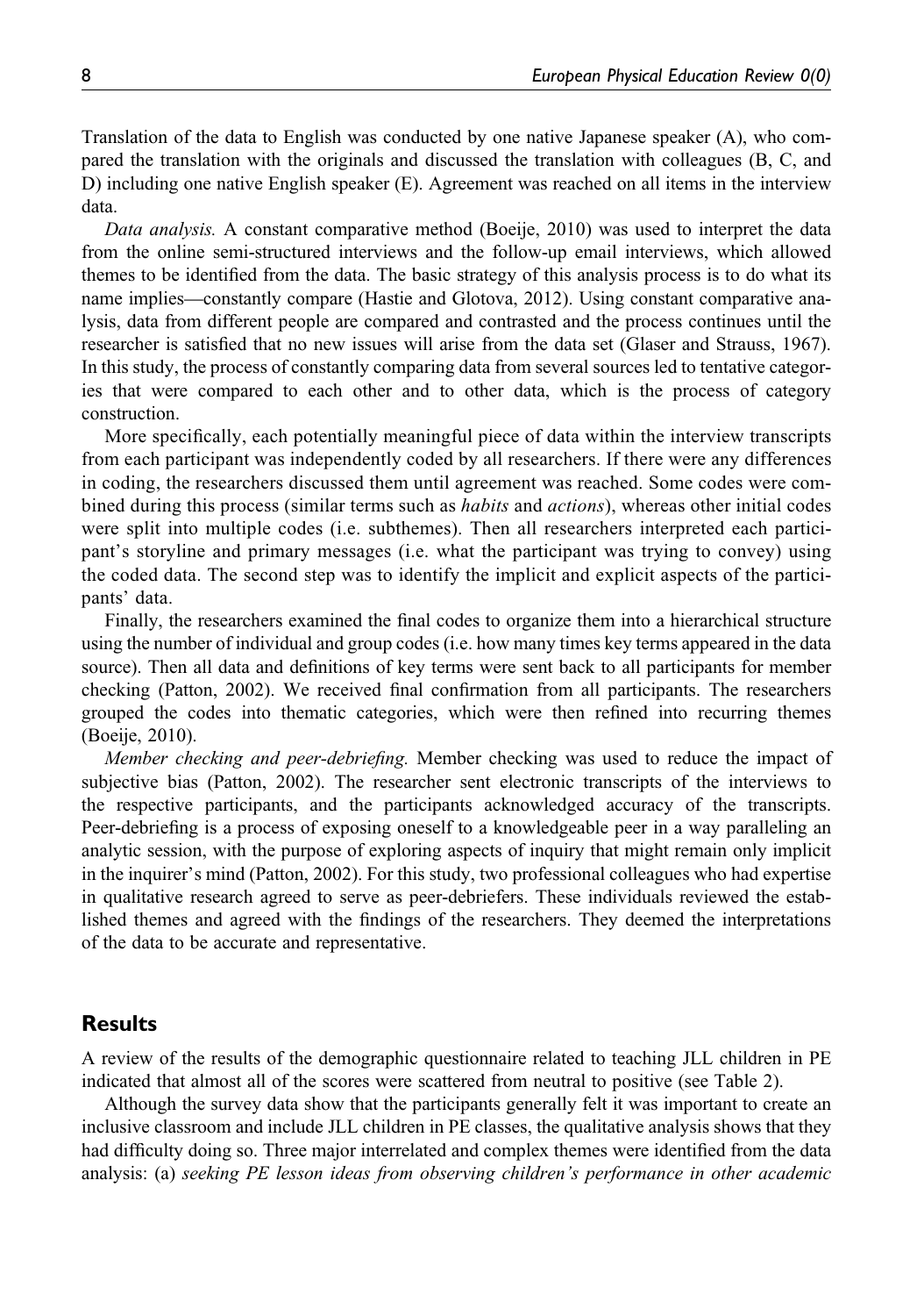Translation of the data to English was conducted by one native Japanese speaker (A), who compared the translation with the originals and discussed the translation with colleagues (B, C, and D) including one native English speaker (E). Agreement was reached on all items in the interview data.

*Data analysis.* A constant comparative method (Boeije, 2010) was used to interpret the data from the online semi-structured interviews and the follow-up email interviews, which allowed themes to be identified from the data. The basic strategy of this analysis process is to do what its name implies—constantly compare (Hastie and Glotova, 2012). Using constant comparative analysis, data from different people are compared and contrasted and the process continues until the researcher is satisfied that no new issues will arise from the data set (Glaser and Strauss, 1967). In this study, the process of constantly comparing data from several sources led to tentative categories that were compared to each other and to other data, which is the process of category construction.

More specifically, each potentially meaningful piece of data within the interview transcripts from each participant was independently coded by all researchers. If there were any differences in coding, the researchers discussed them until agreement was reached. Some codes were combined during this process (similar terms such as *habits* and *actions*), whereas other initial codes were split into multiple codes (i.e. subthemes). Then all researchers interpreted each participant's storyline and primary messages (i.e. what the participant was trying to convey) using the coded data. The second step was to identify the implicit and explicit aspects of the participants' data.

Finally, the researchers examined the final codes to organize them into a hierarchical structure using the number of individual and group codes (i.e. how many times key terms appeared in the data source). Then all data and definitions of key terms were sent back to all participants for member checking (Patton, 2002). We received final confirmation from all participants. The researchers grouped the codes into thematic categories, which were then refined into recurring themes (Boeije, 2010).

*Member checking and peer-debriefing.* Member checking was used to reduce the impact of subjective bias (Patton, 2002). The researcher sent electronic transcripts of the interviews to the respective participants, and the participants acknowledged accuracy of the transcripts. Peer-debriefing is a process of exposing oneself to a knowledgeable peer in a way paralleling an analytic session, with the purpose of exploring aspects of inquiry that might remain only implicit in the inquirer's mind (Patton, 2002). For this study, two professional colleagues who had expertise in qualitative research agreed to serve as peer-debriefers. These individuals reviewed the established themes and agreed with the findings of the researchers. They deemed the interpretations of the data to be accurate and representative.

## Results

A review of the results of the demographic questionnaire related to teaching JLL children in PE indicated that almost all of the scores were scattered from neutral to positive (see Table 2).

Although the survey data show that the participants generally felt it was important to create an inclusive classroom and include JLL children in PE classes, the qualitative analysis shows that they had difficulty doing so. Three major interrelated and complex themes were identified from the data analysis: (a) *seeking PE lesson ideas from observing children's performance in other academic*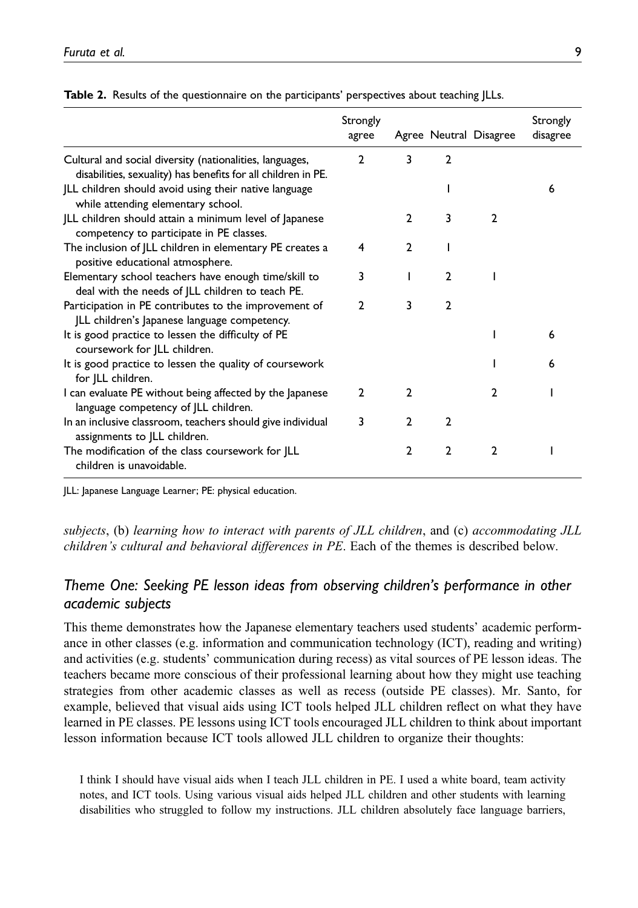**Table 2.** Results of the questionnaire on the participants' perspectives about teaching JLLs.

| | Strongly agree | Agree | Neutral | Disagree | Strongly disagree |
|---|---|---|---|---|---|
| Cultural and social diversity (nationalities, languages, disabilities, sexuality) has benefits for all children in PE. | 2 | 3 | 2 | | |
| JLL children should avoid using their native language while attending elementary school. | | | 1 | | 6 |
| JLL children should attain a minimum level of Japanese competency to participate in PE classes. | | 2 | 3 | 2 | |
| The inclusion of JLL children in elementary PE creates a positive educational atmosphere. | 4 | 2 | 1 | | |
| Elementary school teachers have enough time/skill to deal with the needs of JLL children to teach PE. | 3 | 1 | 2 | 1 | |
| Participation in PE contributes to the improvement of JLL children's Japanese language competency. | 2 | 3 | 2 | | |
| It is good practice to lessen the difficulty of PE coursework for JLL children. | | | | 1 | 6 |
| It is good practice to lessen the quality of coursework for JLL children. | | | | 1 | 6 |
| I can evaluate PE without being affected by the Japanese language competency of JLL children. | 2 | 2 | | 2 | 1 |
| In an inclusive classroom, teachers should give individual assignments to JLL children. | 3 | 2 | 2 | | |
| The modification of the class coursework for JLL children is unavoidable. | | 2 | 2 | 2 | 1 |

JLL: Japanese Language Learner; PE: physical education.

*subjects*, (b) *learning how to interact with parents of JLL children*, and (c) *accommodating JLL children's cultural and behavioral differences in PE*. Each of the themes is described below.

## Theme One: Seeking PE lesson ideas from observing children's performance in other academic subjects

This theme demonstrates how the Japanese elementary teachers used students' academic performance in other classes (e.g. information and communication technology (ICT), reading and writing) and activities (e.g. students' communication during recess) as vital sources of PE lesson ideas. The teachers became more conscious of their professional learning about how they might use teaching strategies from other academic classes as well as recess (outside PE classes). Mr. Santo, for example, believed that visual aids using ICT tools helped JLL children reflect on what they have learned in PE classes. PE lessons using ICT tools encouraged JLL children to think about important lesson information because ICT tools allowed JLL children to organize their thoughts:

> I think I should have visual aids when I teach JLL children in PE. I used a white board, team activity notes, and ICT tools. Using various visual aids helped JLL children and other students with learning disabilities who struggled to follow my instructions. JLL children absolutely face language barriers,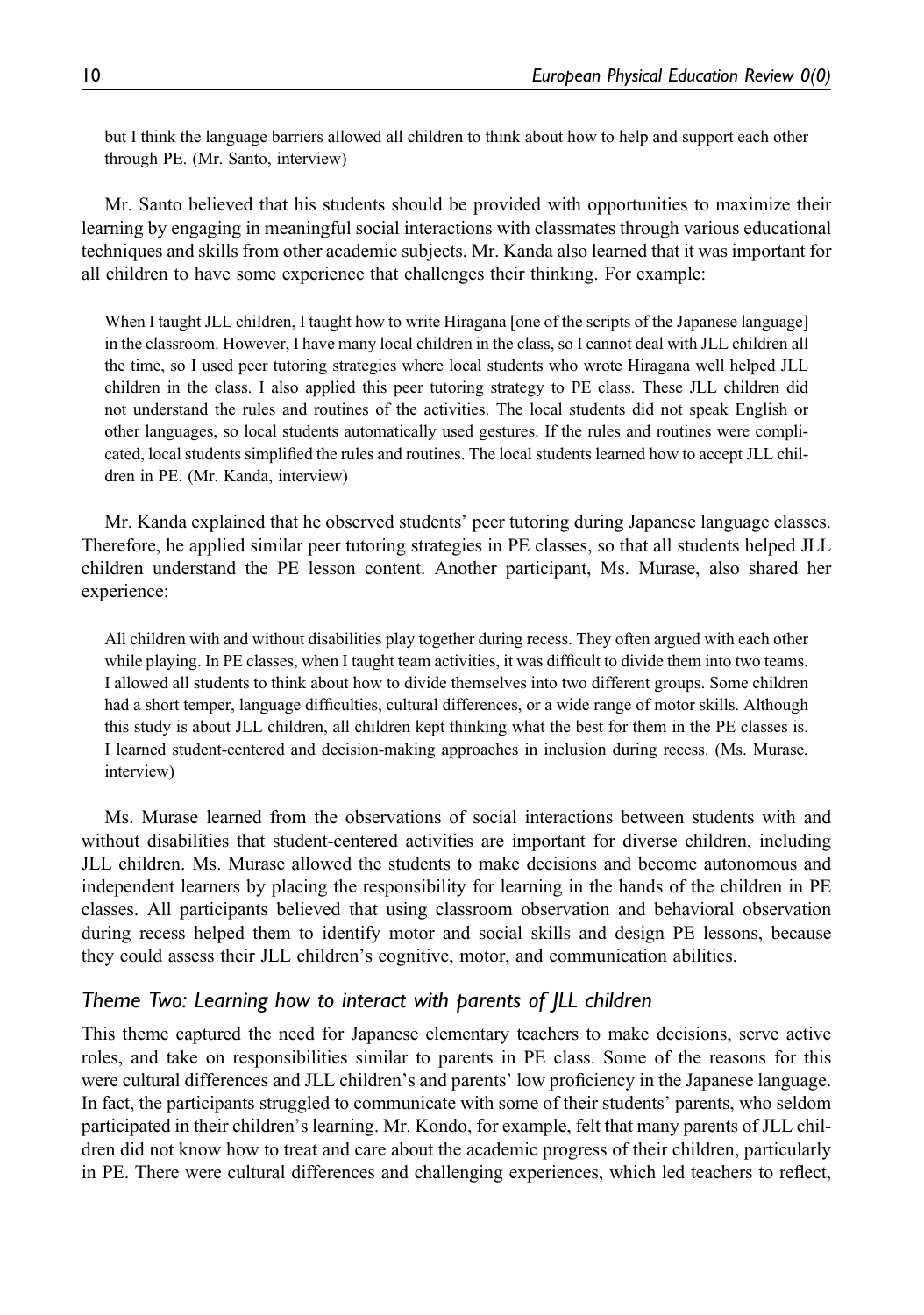> but I think the language barriers allowed all children to think about how to help and support each other through PE. (Mr. Santo, interview)

Mr. Santo believed that his students should be provided with opportunities to maximize their learning by engaging in meaningful social interactions with classmates through various educational techniques and skills from other academic subjects. Mr. Kanda also learned that it was important for all children to have some experience that challenges their thinking. For example:

> When I taught JLL children, I taught how to write Hiragana [one of the scripts of the Japanese language] in the classroom. However, I have many local children in the class, so I cannot deal with JLL children all the time, so I used peer tutoring strategies where local students who wrote Hiragana well helped JLL children in the class. I also applied this peer tutoring strategy to PE class. These JLL children did not understand the rules and routines of the activities. The local students did not speak English or other languages, so local students automatically used gestures. If the rules and routines were complicated, local students simplified the rules and routines. The local students learned how to accept JLL children in PE. (Mr. Kanda, interview)

Mr. Kanda explained that he observed students' peer tutoring during Japanese language classes. Therefore, he applied similar peer tutoring strategies in PE classes, so that all students helped JLL children understand the PE lesson content. Another participant, Ms. Murase, also shared her experience:

> All children with and without disabilities play together during recess. They often argued with each other while playing. In PE classes, when I taught team activities, it was difficult to divide them into two teams. I allowed all students to think about how to divide themselves into two different groups. Some children had a short temper, language difficulties, cultural differences, or a wide range of motor skills. Although this study is about JLL children, all children kept thinking what the best for them in the PE classes is. I learned student-centered and decision-making approaches in inclusion during recess. (Ms. Murase, interview)

Ms. Murase learned from the observations of social interactions between students with and without disabilities that student-centered activities are important for diverse children, including JLL children. Ms. Murase allowed the students to make decisions and become autonomous and independent learners by placing the responsibility for learning in the hands of the children in PE classes. All participants believed that using classroom observation and behavioral observation during recess helped them to identify motor and social skills and design PE lessons, because they could assess their JLL children's cognitive, motor, and communication abilities.

### *Theme Two: Learning how to interact with parents of JLL children*

This theme captured the need for Japanese elementary teachers to make decisions, serve active roles, and take on responsibilities similar to parents in PE class. Some of the reasons for this were cultural differences and JLL children's and parents' low proficiency in the Japanese language. In fact, the participants struggled to communicate with some of their students' parents, who seldom participated in their children's learning. Mr. Kondo, for example, felt that many parents of JLL children did not know how to treat and care about the academic progress of their children, particularly in PE. There were cultural differences and challenging experiences, which led teachers to reflect,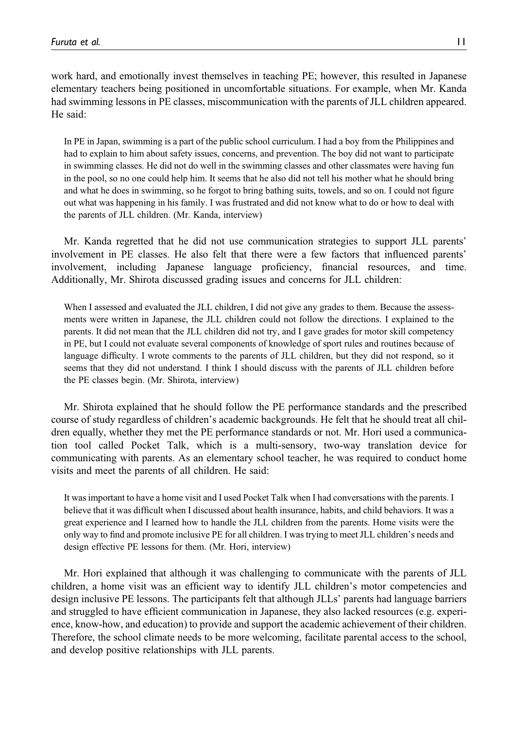work hard, and emotionally invest themselves in teaching PE; however, this resulted in Japanese elementary teachers being positioned in uncomfortable situations. For example, when Mr. Kanda had swimming lessons in PE classes, miscommunication with the parents of JLL children appeared. He said:

> In PE in Japan, swimming is a part of the public school curriculum. I had a boy from the Philippines and had to explain to him about safety issues, concerns, and prevention. The boy did not want to participate in swimming classes. He did not do well in the swimming classes and other classmates were having fun in the pool, so no one could help him. It seems that he also did not tell his mother what he should bring and what he does in swimming, so he forgot to bring bathing suits, towels, and so on. I could not figure out what was happening in his family. I was frustrated and did not know what to do or how to deal with the parents of JLL children. (Mr. Kanda, interview)

Mr. Kanda regretted that he did not use communication strategies to support JLL parents' involvement in PE classes. He also felt that there were a few factors that influenced parents' involvement, including Japanese language proficiency, financial resources, and time. Additionally, Mr. Shirota discussed grading issues and concerns for JLL children:

> When I assessed and evaluated the JLL children, I did not give any grades to them. Because the assessments were written in Japanese, the JLL children could not follow the directions. I explained to the parents. It did not mean that the JLL children did not try, and I gave grades for motor skill competency in PE, but I could not evaluate several components of knowledge of sport rules and routines because of language difficulty. I wrote comments to the parents of JLL children, but they did not respond, so it seems that they did not understand. I think I should discuss with the parents of JLL children before the PE classes begin. (Mr. Shirota, interview)

Mr. Shirota explained that he should follow the PE performance standards and the prescribed course of study regardless of children's academic backgrounds. He felt that he should treat all children equally, whether they met the PE performance standards or not. Mr. Hori used a communication tool called Pocket Talk, which is a multi-sensory, two-way translation device for communicating with parents. As an elementary school teacher, he was required to conduct home visits and meet the parents of all children. He said:

> It was important to have a home visit and I used Pocket Talk when I had conversations with the parents. I believe that it was difficult when I discussed about health insurance, habits, and child behaviors. It was a great experience and I learned how to handle the JLL children from the parents. Home visits were the only way to find and promote inclusive PE for all children. I was trying to meet JLL children's needs and design effective PE lessons for them. (Mr. Hori, interview)

Mr. Hori explained that although it was challenging to communicate with the parents of JLL children, a home visit was an efficient way to identify JLL children's motor competencies and design inclusive PE lessons. The participants felt that although JLLs' parents had language barriers and struggled to have efficient communication in Japanese, they also lacked resources (e.g. experience, know-how, and education) to provide and support the academic achievement of their children. Therefore, the school climate needs to be more welcoming, facilitate parental access to the school, and develop positive relationships with JLL parents.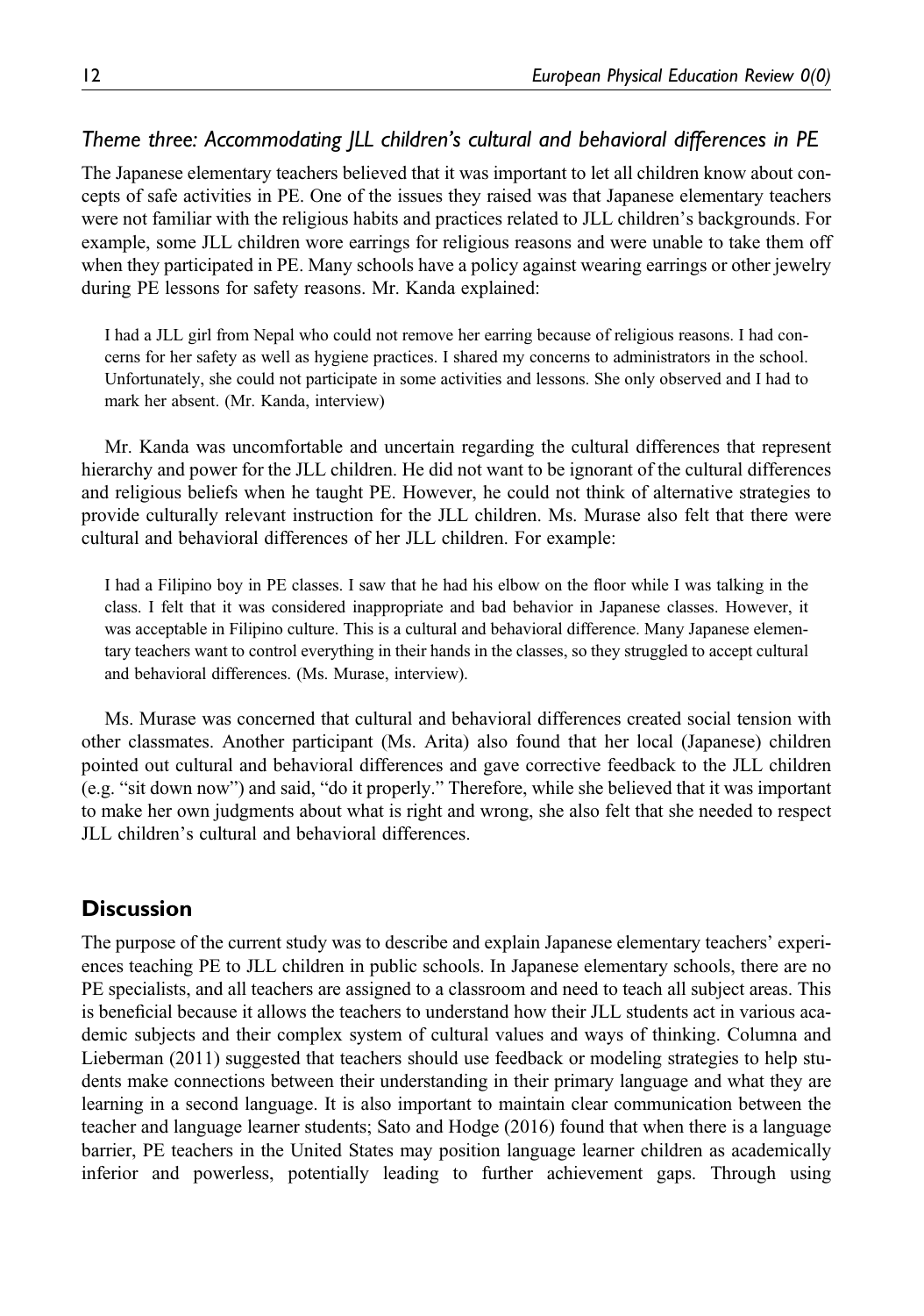### *Theme three: Accommodating JLL children's cultural and behavioral differences in PE*

The Japanese elementary teachers believed that it was important to let all children know about concepts of safe activities in PE. One of the issues they raised was that Japanese elementary teachers were not familiar with the religious habits and practices related to JLL children's backgrounds. For example, some JLL children wore earrings for religious reasons and were unable to take them off when they participated in PE. Many schools have a policy against wearing earrings or other jewelry during PE lessons for safety reasons. Mr. Kanda explained:

> I had a JLL girl from Nepal who could not remove her earring because of religious reasons. I had concerns for her safety as well as hygiene practices. I shared my concerns to administrators in the school. Unfortunately, she could not participate in some activities and lessons. She only observed and I had to mark her absent. (Mr. Kanda, interview)

Mr. Kanda was uncomfortable and uncertain regarding the cultural differences that represent hierarchy and power for the JLL children. He did not want to be ignorant of the cultural differences and religious beliefs when he taught PE. However, he could not think of alternative strategies to provide culturally relevant instruction for the JLL children. Ms. Murase also felt that there were cultural and behavioral differences of her JLL children. For example:

> I had a Filipino boy in PE classes. I saw that he had his elbow on the floor while I was talking in the class. I felt that it was considered inappropriate and bad behavior in Japanese classes. However, it was acceptable in Filipino culture. This is a cultural and behavioral difference. Many Japanese elementary teachers want to control everything in their hands in the classes, so they struggled to accept cultural and behavioral differences. (Ms. Murase, interview).

Ms. Murase was concerned that cultural and behavioral differences created social tension with other classmates. Another participant (Ms. Arita) also found that her local (Japanese) children pointed out cultural and behavioral differences and gave corrective feedback to the JLL children (e.g. "sit down now") and said, "do it properly." Therefore, while she believed that it was important to make her own judgments about what is right and wrong, she also felt that she needed to respect JLL children's cultural and behavioral differences.

## Discussion

The purpose of the current study was to describe and explain Japanese elementary teachers' experiences teaching PE to JLL children in public schools. In Japanese elementary schools, there are no PE specialists, and all teachers are assigned to a classroom and need to teach all subject areas. This is beneficial because it allows the teachers to understand how their JLL students act in various academic subjects and their complex system of cultural values and ways of thinking. Columna and Lieberman (2011) suggested that teachers should use feedback or modeling strategies to help students make connections between their understanding in their primary language and what they are learning in a second language. It is also important to maintain clear communication between the teacher and language learner students; Sato and Hodge (2016) found that when there is a language barrier, PE teachers in the United States may position language learner children as academically inferior and powerless, potentially leading to further achievement gaps. Through using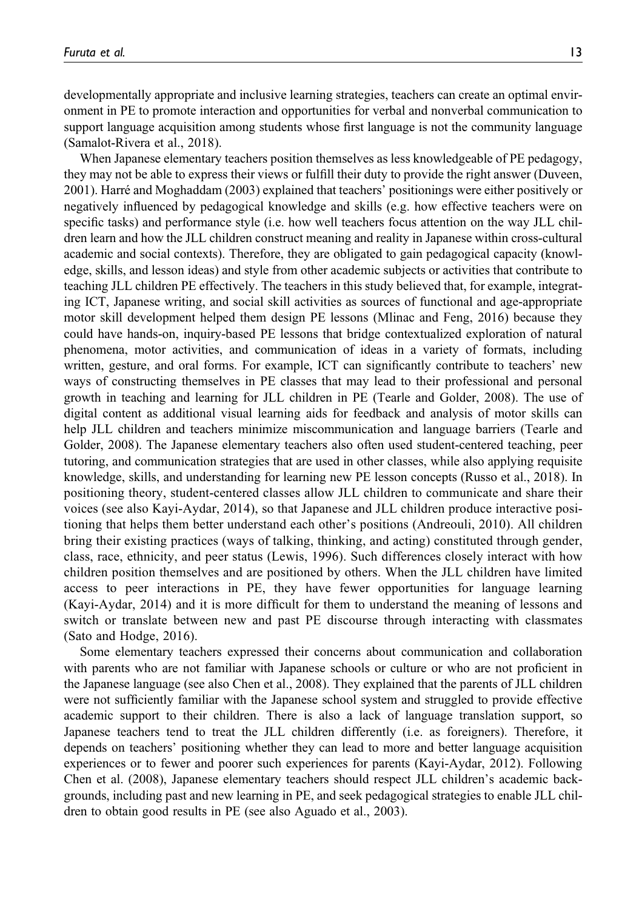developmentally appropriate and inclusive learning strategies, teachers can create an optimal environment in PE to promote interaction and opportunities for verbal and nonverbal communication to support language acquisition among students whose first language is not the community language (Samalot-Rivera et al., 2018).

When Japanese elementary teachers position themselves as less knowledgeable of PE pedagogy, they may not be able to express their views or fulfill their duty to provide the right answer (Duveen, 2001). Harré and Moghaddam (2003) explained that teachers' positionings were either positively or negatively influenced by pedagogical knowledge and skills (e.g. how effective teachers were on specific tasks) and performance style (i.e. how well teachers focus attention on the way JLL children learn and how the JLL children construct meaning and reality in Japanese within cross-cultural academic and social contexts). Therefore, they are obligated to gain pedagogical capacity (knowledge, skills, and lesson ideas) and style from other academic subjects or activities that contribute to teaching JLL children PE effectively. The teachers in this study believed that, for example, integrating ICT, Japanese writing, and social skill activities as sources of functional and age-appropriate motor skill development helped them design PE lessons (Mlinac and Feng, 2016) because they could have hands-on, inquiry-based PE lessons that bridge contextualized exploration of natural phenomena, motor activities, and communication of ideas in a variety of formats, including written, gesture, and oral forms. For example, ICT can significantly contribute to teachers' new ways of constructing themselves in PE classes that may lead to their professional and personal growth in teaching and learning for JLL children in PE (Tearle and Golder, 2008). The use of digital content as additional visual learning aids for feedback and analysis of motor skills can help JLL children and teachers minimize miscommunication and language barriers (Tearle and Golder, 2008). The Japanese elementary teachers also often used student-centered teaching, peer tutoring, and communication strategies that are used in other classes, while also applying requisite knowledge, skills, and understanding for learning new PE lesson concepts (Russo et al., 2018). In positioning theory, student-centered classes allow JLL children to communicate and share their voices (see also Kayi-Aydar, 2014), so that Japanese and JLL children produce interactive positioning that helps them better understand each other's positions (Andreouli, 2010). All children bring their existing practices (ways of talking, thinking, and acting) constituted through gender, class, race, ethnicity, and peer status (Lewis, 1996). Such differences closely interact with how children position themselves and are positioned by others. When the JLL children have limited access to peer interactions in PE, they have fewer opportunities for language learning (Kayi-Aydar, 2014) and it is more difficult for them to understand the meaning of lessons and switch or translate between new and past PE discourse through interacting with classmates (Sato and Hodge, 2016).

Some elementary teachers expressed their concerns about communication and collaboration with parents who are not familiar with Japanese schools or culture or who are not proficient in the Japanese language (see also Chen et al., 2008). They explained that the parents of JLL children were not sufficiently familiar with the Japanese school system and struggled to provide effective academic support to their children. There is also a lack of language translation support, so Japanese teachers tend to treat the JLL children differently (i.e. as foreigners). Therefore, it depends on teachers' positioning whether they can lead to more and better language acquisition experiences or to fewer and poorer such experiences for parents (Kayi-Aydar, 2012). Following Chen et al. (2008), Japanese elementary teachers should respect JLL children's academic backgrounds, including past and new learning in PE, and seek pedagogical strategies to enable JLL children to obtain good results in PE (see also Aguado et al., 2003).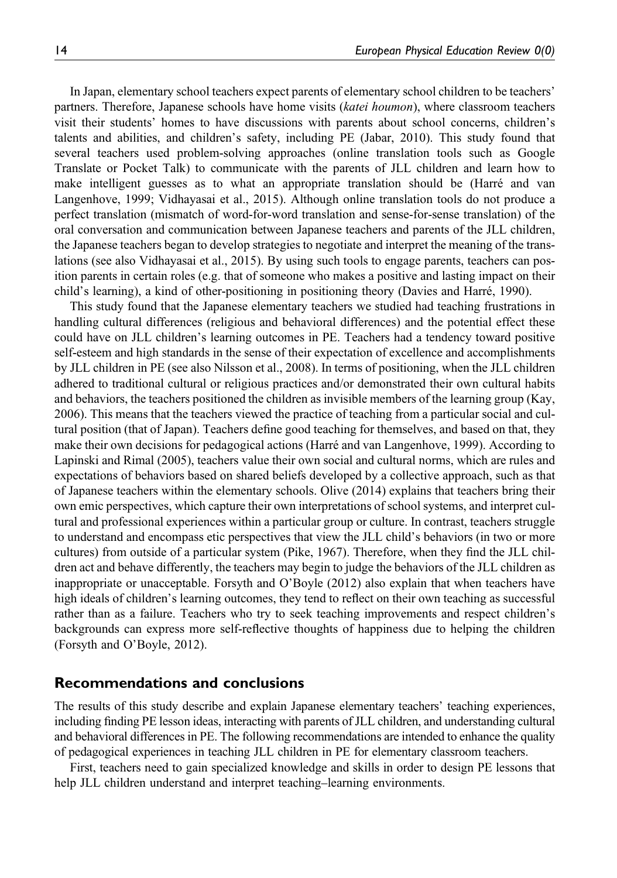In Japan, elementary school teachers expect parents of elementary school children to be teachers' partners. Therefore, Japanese schools have home visits (*katei houmon*), where classroom teachers visit their students' homes to have discussions with parents about school concerns, children's talents and abilities, and children's safety, including PE (Jabar, 2010). This study found that several teachers used problem-solving approaches (online translation tools such as Google Translate or Pocket Talk) to communicate with the parents of JLL children and learn how to make intelligent guesses as to what an appropriate translation should be (Harré and van Langenhove, 1999; Vidhayasai et al., 2015). Although online translation tools do not produce a perfect translation (mismatch of word-for-word translation and sense-for-sense translation) of the oral conversation and communication between Japanese teachers and parents of the JLL children, the Japanese teachers began to develop strategies to negotiate and interpret the meaning of the translations (see also Vidhayasai et al., 2015). By using such tools to engage parents, teachers can position parents in certain roles (e.g. that of someone who makes a positive and lasting impact on their child's learning), a kind of other-positioning in positioning theory (Davies and Harré, 1990).

This study found that the Japanese elementary teachers we studied had teaching frustrations in handling cultural differences (religious and behavioral differences) and the potential effect these could have on JLL children's learning outcomes in PE. Teachers had a tendency toward positive self-esteem and high standards in the sense of their expectation of excellence and accomplishments by JLL children in PE (see also Nilsson et al., 2008). In terms of positioning, when the JLL children adhered to traditional cultural or religious practices and/or demonstrated their own cultural habits and behaviors, the teachers positioned the children as invisible members of the learning group (Kay, 2006). This means that the teachers viewed the practice of teaching from a particular social and cultural position (that of Japan). Teachers define good teaching for themselves, and based on that, they make their own decisions for pedagogical actions (Harré and van Langenhove, 1999). According to Lapinski and Rimal (2005), teachers value their own social and cultural norms, which are rules and expectations of behaviors based on shared beliefs developed by a collective approach, such as that of Japanese teachers within the elementary schools. Olive (2014) explains that teachers bring their own emic perspectives, which capture their own interpretations of school systems, and interpret cultural and professional experiences within a particular group or culture. In contrast, teachers struggle to understand and encompass etic perspectives that view the JLL child's behaviors (in two or more cultures) from outside of a particular system (Pike, 1967). Therefore, when they find the JLL children act and behave differently, the teachers may begin to judge the behaviors of the JLL children as inappropriate or unacceptable. Forsyth and O'Boyle (2012) also explain that when teachers have high ideals of children's learning outcomes, they tend to reflect on their own teaching as successful rather than as a failure. Teachers who try to seek teaching improvements and respect children's backgrounds can express more self-reflective thoughts of happiness due to helping the children (Forsyth and O'Boyle, 2012).

## Recommendations and conclusions

The results of this study describe and explain Japanese elementary teachers' teaching experiences, including finding PE lesson ideas, interacting with parents of JLL children, and understanding cultural and behavioral differences in PE. The following recommendations are intended to enhance the quality of pedagogical experiences in teaching JLL children in PE for elementary classroom teachers.

First, teachers need to gain specialized knowledge and skills in order to design PE lessons that help JLL children understand and interpret teaching–learning environments.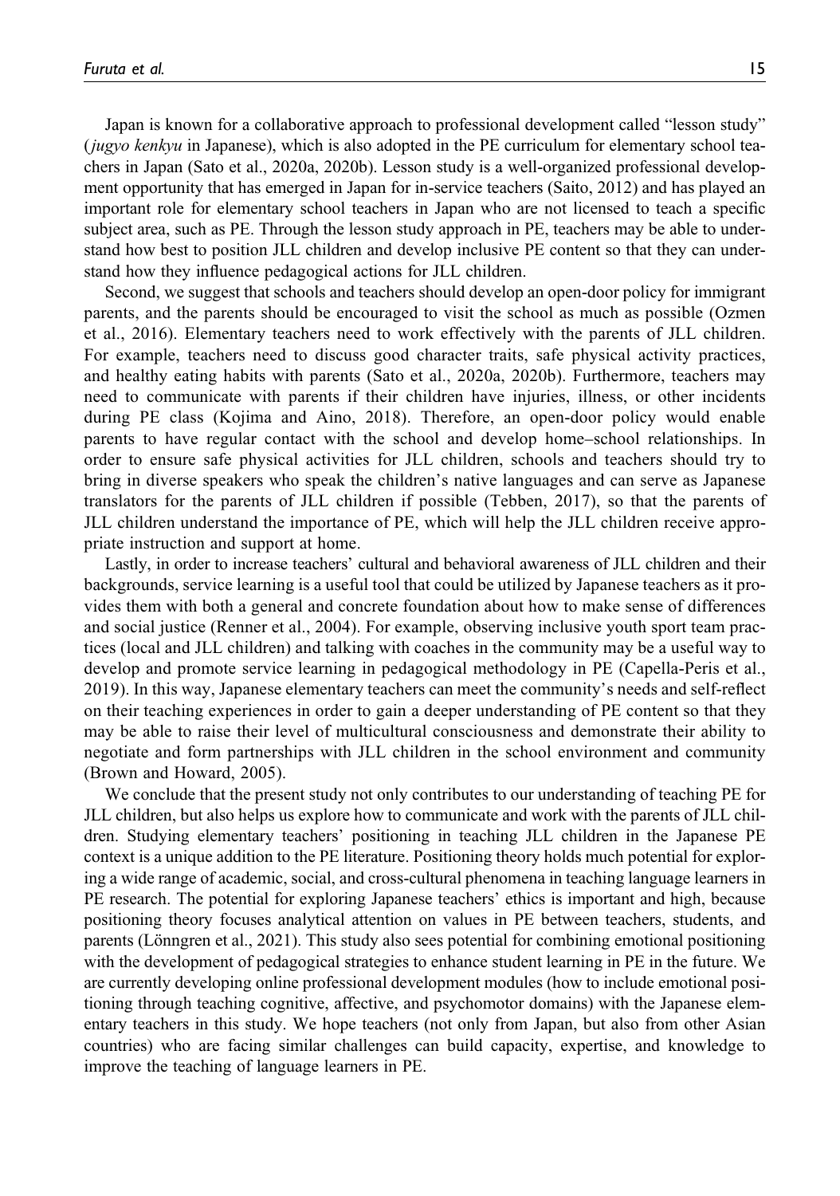Japan is known for a collaborative approach to professional development called "lesson study" (*jugyo kenkyu* in Japanese), which is also adopted in the PE curriculum for elementary school teachers in Japan (Sato et al., 2020a, 2020b). Lesson study is a well-organized professional development opportunity that has emerged in Japan for in-service teachers (Saito, 2012) and has played an important role for elementary school teachers in Japan who are not licensed to teach a specific subject area, such as PE. Through the lesson study approach in PE, teachers may be able to understand how best to position JLL children and develop inclusive PE content so that they can understand how they influence pedagogical actions for JLL children.

Second, we suggest that schools and teachers should develop an open-door policy for immigrant parents, and the parents should be encouraged to visit the school as much as possible (Ozmen et al., 2016). Elementary teachers need to work effectively with the parents of JLL children. For example, teachers need to discuss good character traits, safe physical activity practices, and healthy eating habits with parents (Sato et al., 2020a, 2020b). Furthermore, teachers may need to communicate with parents if their children have injuries, illness, or other incidents during PE class (Kojima and Aino, 2018). Therefore, an open-door policy would enable parents to have regular contact with the school and develop home–school relationships. In order to ensure safe physical activities for JLL children, schools and teachers should try to bring in diverse speakers who speak the children's native languages and can serve as Japanese translators for the parents of JLL children if possible (Tebben, 2017), so that the parents of JLL children understand the importance of PE, which will help the JLL children receive appropriate instruction and support at home.

Lastly, in order to increase teachers' cultural and behavioral awareness of JLL children and their backgrounds, service learning is a useful tool that could be utilized by Japanese teachers as it provides them with both a general and concrete foundation about how to make sense of differences and social justice (Renner et al., 2004). For example, observing inclusive youth sport team practices (local and JLL children) and talking with coaches in the community may be a useful way to develop and promote service learning in pedagogical methodology in PE (Capella-Peris et al., 2019). In this way, Japanese elementary teachers can meet the community's needs and self-reflect on their teaching experiences in order to gain a deeper understanding of PE content so that they may be able to raise their level of multicultural consciousness and demonstrate their ability to negotiate and form partnerships with JLL children in the school environment and community (Brown and Howard, 2005).

We conclude that the present study not only contributes to our understanding of teaching PE for JLL children, but also helps us explore how to communicate and work with the parents of JLL children. Studying elementary teachers' positioning in teaching JLL children in the Japanese PE context is a unique addition to the PE literature. Positioning theory holds much potential for exploring a wide range of academic, social, and cross-cultural phenomena in teaching language learners in PE research. The potential for exploring Japanese teachers' ethics is important and high, because positioning theory focuses analytical attention on values in PE between teachers, students, and parents (Lönngren et al., 2021). This study also sees potential for combining emotional positioning with the development of pedagogical strategies to enhance student learning in PE in the future. We are currently developing online professional development modules (how to include emotional positioning through teaching cognitive, affective, and psychomotor domains) with the Japanese elementary teachers in this study. We hope teachers (not only from Japan, but also from other Asian countries) who are facing similar challenges can build capacity, expertise, and knowledge to improve the teaching of language learners in PE.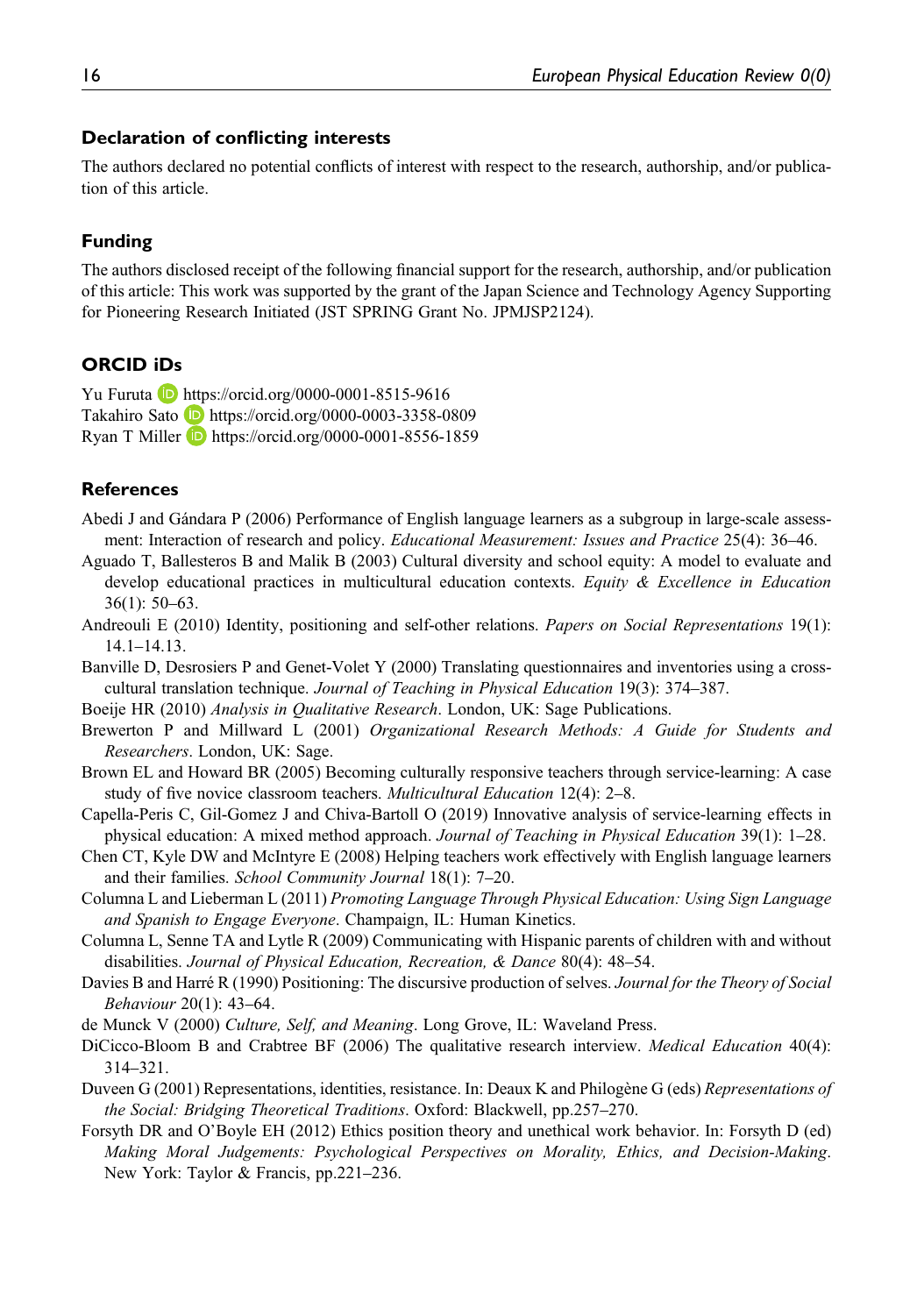## Declaration of conflicting interests

The authors declared no potential conflicts of interest with respect to the research, authorship, and/or publication of this article.

## Funding

The authors disclosed receipt of the following financial support for the research, authorship, and/or publication of this article: This work was supported by the grant of the Japan Science and Technology Agency Supporting for Pioneering Research Initiated (JST SPRING Grant No. JPMJSP2124).

## ORCID iDs

Yu Furuta https://orcid.org/0000-0001-8515-9616
Takahiro Sato https://orcid.org/0000-0003-3358-0809
Ryan T Miller https://orcid.org/0000-0001-8556-1859

## References

Abedi J and Gándara P (2006) Performance of English language learners as a subgroup in large-scale assessment: Interaction of research and policy. *Educational Measurement: Issues and Practice* 25(4): 36–46.

Aguado T, Ballesteros B and Malik B (2003) Cultural diversity and school equity: A model to evaluate and develop educational practices in multicultural education contexts. *Equity & Excellence in Education* 36(1): 50–63.

Andreouli E (2010) Identity, positioning and self-other relations. *Papers on Social Representations* 19(1): 14.1–14.13.

Banville D, Desrosiers P and Genet-Volet Y (2000) Translating questionnaires and inventories using a cross-cultural translation technique. *Journal of Teaching in Physical Education* 19(3): 374–387.

Boeije HR (2010) *Analysis in Qualitative Research*. London, UK: Sage Publications.

Brewerton P and Millward L (2001) *Organizational Research Methods: A Guide for Students and Researchers*. London, UK: Sage.

Brown EL and Howard BR (2005) Becoming culturally responsive teachers through service-learning: A case study of five novice classroom teachers. *Multicultural Education* 12(4): 2–8.

Capella-Peris C, Gil-Gomez J and Chiva-Bartoll O (2019) Innovative analysis of service-learning effects in physical education: A mixed method approach. *Journal of Teaching in Physical Education* 39(1): 1–28.

Chen CT, Kyle DW and McIntyre E (2008) Helping teachers work effectively with English language learners and their families. *School Community Journal* 18(1): 7–20.

Columna L and Lieberman L (2011) *Promoting Language Through Physical Education: Using Sign Language and Spanish to Engage Everyone*. Champaign, IL: Human Kinetics.

Columna L, Senne TA and Lytle R (2009) Communicating with Hispanic parents of children with and without disabilities. *Journal of Physical Education, Recreation, & Dance* 80(4): 48–54.

Davies B and Harré R (1990) Positioning: The discursive production of selves. *Journal for the Theory of Social Behaviour* 20(1): 43–64.

de Munck V (2000) *Culture, Self, and Meaning*. Long Grove, IL: Waveland Press.

DiCicco-Bloom B and Crabtree BF (2006) The qualitative research interview. *Medical Education* 40(4): 314–321.

Duveen G (2001) Representations, identities, resistance. In: Deaux K and Philogène G (eds) *Representations of the Social: Bridging Theoretical Traditions*. Oxford: Blackwell, pp.257–270.

Forsyth DR and O'Boyle EH (2012) Ethics position theory and unethical work behavior. In: Forsyth D (ed) *Making Moral Judgements: Psychological Perspectives on Morality, Ethics, and Decision-Making*. New York: Taylor & Francis, pp.221–236.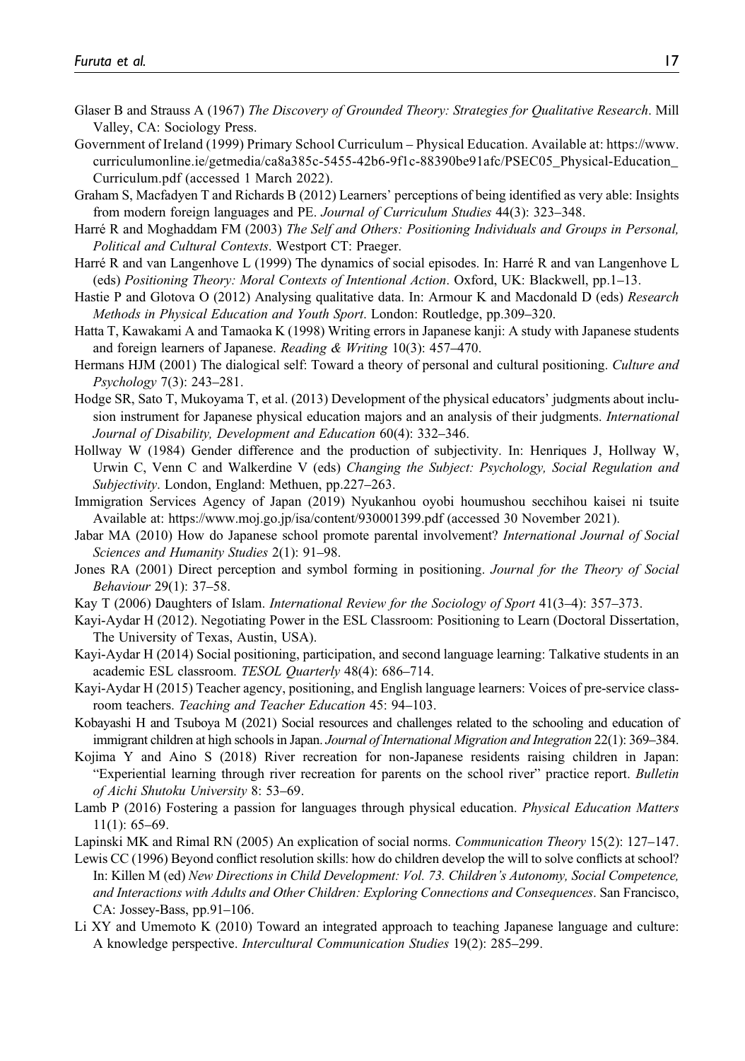Glaser B and Strauss A (1967) *The Discovery of Grounded Theory: Strategies for Qualitative Research*. Mill Valley, CA: Sociology Press.

Government of Ireland (1999) Primary School Curriculum – Physical Education. Available at: https://www.curriculumonline.ie/getmedia/ca8a385c-5455-42b6-9f1c-88390be91afc/PSEC05_Physical-Education_Curriculum.pdf (accessed 1 March 2022).

Graham S, Macfadyen T and Richards B (2012) Learners' perceptions of being identified as very able: Insights from modern foreign languages and PE. *Journal of Curriculum Studies* 44(3): 323–348.

Harré R and Moghaddam FM (2003) *The Self and Others: Positioning Individuals and Groups in Personal, Political and Cultural Contexts*. Westport CT: Praeger.

Harré R and van Langenhove L (1999) The dynamics of social episodes. In: Harré R and van Langenhove L (eds) *Positioning Theory: Moral Contexts of Intentional Action*. Oxford, UK: Blackwell, pp.1–13.

Hastie P and Glotova O (2012) Analysing qualitative data. In: Armour K and Macdonald D (eds) *Research Methods in Physical Education and Youth Sport*. London: Routledge, pp.309–320.

Hatta T, Kawakami A and Tamaoka K (1998) Writing errors in Japanese kanji: A study with Japanese students and foreign learners of Japanese. *Reading & Writing* 10(3): 457–470.

Hermans HJM (2001) The dialogical self: Toward a theory of personal and cultural positioning. *Culture and Psychology* 7(3): 243–281.

Hodge SR, Sato T, Mukoyama T, et al. (2013) Development of the physical educators' judgments about inclusion instrument for Japanese physical education majors and an analysis of their judgments. *International Journal of Disability, Development and Education* 60(4): 332–346.

Hollway W (1984) Gender difference and the production of subjectivity. In: Henriques J, Hollway W, Urwin C, Venn C and Walkerdine V (eds) *Changing the Subject: Psychology, Social Regulation and Subjectivity*. London, England: Methuen, pp.227–263.

Immigration Services Agency of Japan (2019) Nyukanhou oyobi houmushou secchihou kaisei ni tsuite Available at: https://www.moj.go.jp/isa/content/930001399.pdf (accessed 30 November 2021).

Jabar MA (2010) How do Japanese school promote parental involvement? *International Journal of Social Sciences and Humanity Studies* 2(1): 91–98.

Jones RA (2001) Direct perception and symbol forming in positioning. *Journal for the Theory of Social Behaviour* 29(1): 37–58.

Kay T (2006) Daughters of Islam. *International Review for the Sociology of Sport* 41(3–4): 357–373.

Kayi-Aydar H (2012). Negotiating Power in the ESL Classroom: Positioning to Learn (Doctoral Dissertation, The University of Texas, Austin, USA).

Kayi-Aydar H (2014) Social positioning, participation, and second language learning: Talkative students in an academic ESL classroom. *TESOL Quarterly* 48(4): 686–714.

Kayi-Aydar H (2015) Teacher agency, positioning, and English language learners: Voices of pre-service classroom teachers. *Teaching and Teacher Education* 45: 94–103.

Kobayashi H and Tsuboya M (2021) Social resources and challenges related to the schooling and education of immigrant children at high schools in Japan. *Journal of International Migration and Integration* 22(1): 369–384.

Kojima Y and Aino S (2018) River recreation for non-Japanese residents raising children in Japan: "Experiential learning through river recreation for parents on the school river" practice report. *Bulletin of Aichi Shutoku University* 8: 53–69.

Lamb P (2016) Fostering a passion for languages through physical education. *Physical Education Matters* 11(1): 65–69.

Lapinski MK and Rimal RN (2005) An explication of social norms. *Communication Theory* 15(2): 127–147.

Lewis CC (1996) Beyond conflict resolution skills: how do children develop the will to solve conflicts at school? In: Killen M (ed) *New Directions in Child Development: Vol. 73. Children's Autonomy, Social Competence, and Interactions with Adults and Other Children: Exploring Connections and Consequences*. San Francisco, CA: Jossey-Bass, pp.91–106.

Li XY and Umemoto K (2010) Toward an integrated approach to teaching Japanese language and culture: A knowledge perspective. *Intercultural Communication Studies* 19(2): 285–299.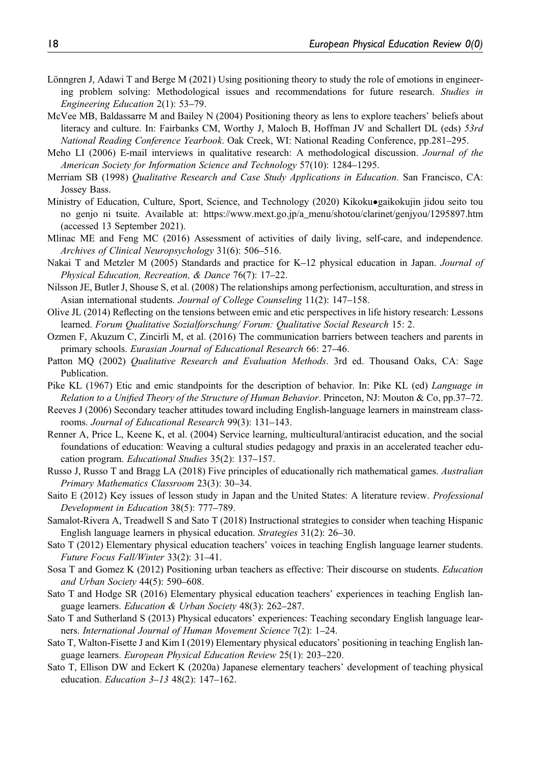Lönngren J, Adawi T and Berge M (2021) Using positioning theory to study the role of emotions in engineering problem solving: Methodological issues and recommendations for future research. *Studies in Engineering Education* 2(1): 53–79.

McVee MB, Baldassarre M and Bailey N (2004) Positioning theory as lens to explore teachers' beliefs about literacy and culture. In: Fairbanks CM, Worthy J, Maloch B, Hoffman JV and Schallert DL (eds) *53rd National Reading Conference Yearbook*. Oak Creek, WI: National Reading Conference, pp.281–295.

Meho LI (2006) E-mail interviews in qualitative research: A methodological discussion. *Journal of the American Society for Information Science and Technology* 57(10): 1284–1295.

Merriam SB (1998) *Qualitative Research and Case Study Applications in Education*. San Francisco, CA: Jossey Bass.

Ministry of Education, Culture, Sport, Science, and Technology (2020) Kikoku•gaikokujin jidou seito tou no genjo ni tsuite. Available at: https://www.mext.go.jp/a_menu/shotou/clarinet/genjyou/1295897.htm (accessed 13 September 2021).

Mlinac ME and Feng MC (2016) Assessment of activities of daily living, self-care, and independence. *Archives of Clinical Neuropsychology* 31(6): 506–516.

Nakai T and Metzler M (2005) Standards and practice for K–12 physical education in Japan. *Journal of Physical Education, Recreation, & Dance* 76(7): 17–22.

Nilsson JE, Butler J, Shouse S, et al. (2008) The relationships among perfectionism, acculturation, and stress in Asian international students. *Journal of College Counseling* 11(2): 147–158.

Olive JL (2014) Reflecting on the tensions between emic and etic perspectives in life history research: Lessons learned. *Forum Qualitative Sozialforschung/ Forum: Qualitative Social Research* 15: 2.

Ozmen F, Akuzum C, Zincirli M, et al. (2016) The communication barriers between teachers and parents in primary schools. *Eurasian Journal of Educational Research* 66: 27–46.

Patton MQ (2002) *Qualitative Research and Evaluation Methods*. 3rd ed. Thousand Oaks, CA: Sage Publication.

Pike KL (1967) Etic and emic standpoints for the description of behavior. In: Pike KL (ed) *Language in Relation to a Unified Theory of the Structure of Human Behavior*. Princeton, NJ: Mouton & Co, pp.37–72.

Reeves J (2006) Secondary teacher attitudes toward including English-language learners in mainstream classrooms. *Journal of Educational Research* 99(3): 131–143.

Renner A, Price L, Keene K, et al. (2004) Service learning, multicultural/antiracist education, and the social foundations of education: Weaving a cultural studies pedagogy and praxis in an accelerated teacher education program. *Educational Studies* 35(2): 137–157.

Russo J, Russo T and Bragg LA (2018) Five principles of educationally rich mathematical games. *Australian Primary Mathematics Classroom* 23(3): 30–34.

Saito E (2012) Key issues of lesson study in Japan and the United States: A literature review. *Professional Development in Education* 38(5): 777–789.

Samalot-Rivera A, Treadwell S and Sato T (2018) Instructional strategies to consider when teaching Hispanic English language learners in physical education. *Strategies* 31(2): 26–30.

Sato T (2012) Elementary physical education teachers' voices in teaching English language learner students. *Future Focus Fall/Winter* 33(2): 31–41.

Sosa T and Gomez K (2012) Positioning urban teachers as effective: Their discourse on students. *Education and Urban Society* 44(5): 590–608.

Sato T and Hodge SR (2016) Elementary physical education teachers' experiences in teaching English language learners. *Education & Urban Society* 48(3): 262–287.

Sato T and Sutherland S (2013) Physical educators' experiences: Teaching secondary English language learners. *International Journal of Human Movement Science* 7(2): 1–24.

Sato T, Walton-Fisette J and Kim I (2019) Elementary physical educators' positioning in teaching English language learners. *European Physical Education Review* 25(1): 203–220.

Sato T, Ellison DW and Eckert K (2020a) Japanese elementary teachers' development of teaching physical education. *Education 3–13* 48(2): 147–162.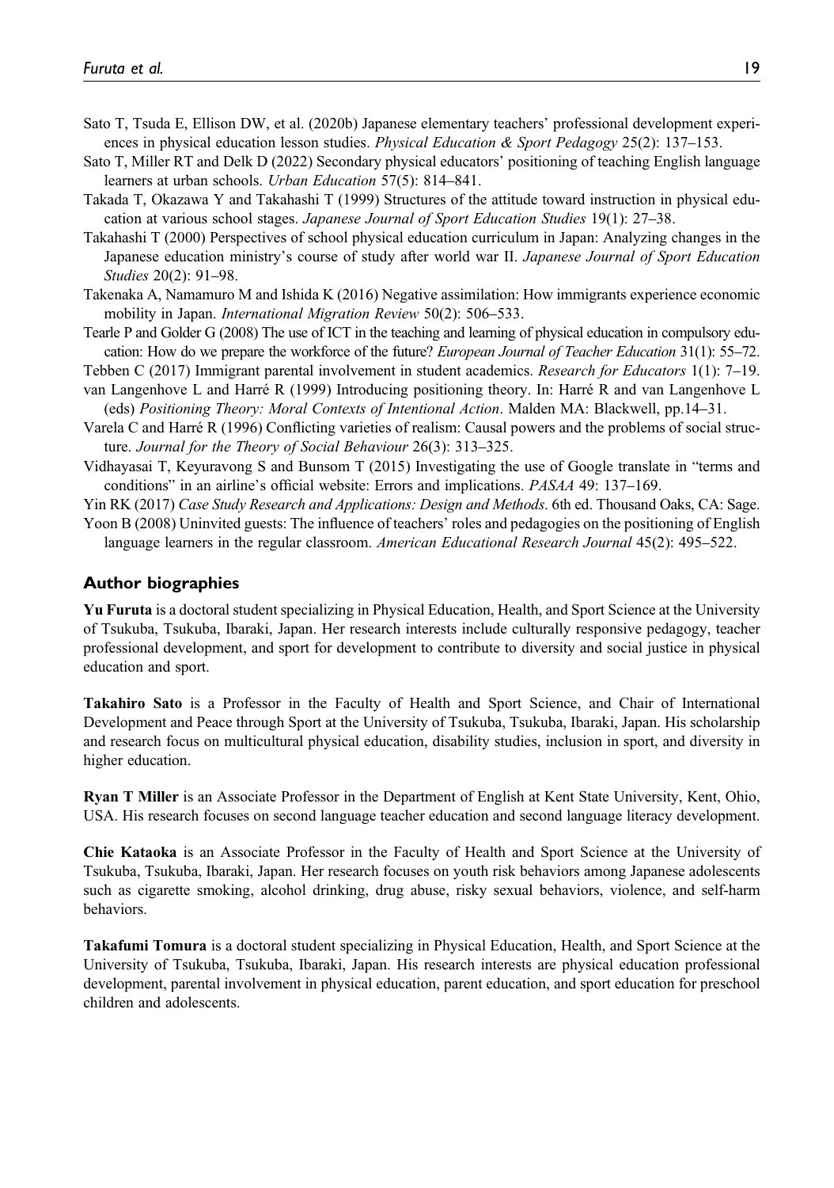Sato T, Tsuda E, Ellison DW, et al. (2020b) Japanese elementary teachers' professional development experiences in physical education lesson studies. *Physical Education & Sport Pedagogy* 25(2): 137–153.

Sato T, Miller RT and Delk D (2022) Secondary physical educators' positioning of teaching English language learners at urban schools. *Urban Education* 57(5): 814–841.

Takada T, Okazawa Y and Takahashi T (1999) Structures of the attitude toward instruction in physical education at various school stages. *Japanese Journal of Sport Education Studies* 19(1): 27–38.

Takahashi T (2000) Perspectives of school physical education curriculum in Japan: Analyzing changes in the Japanese education ministry's course of study after world war II. *Japanese Journal of Sport Education Studies* 20(2): 91–98.

Takenaka A, Namamuro M and Ishida K (2016) Negative assimilation: How immigrants experience economic mobility in Japan. *International Migration Review* 50(2): 506–533.

Tearle P and Golder G (2008) The use of ICT in the teaching and learning of physical education in compulsory education: How do we prepare the workforce of the future? *European Journal of Teacher Education* 31(1): 55–72.

Tebben C (2017) Immigrant parental involvement in student academics. *Research for Educators* 1(1): 7–19.

van Langenhove L and Harré R (1999) Introducing positioning theory. In: Harré R and van Langenhove L (eds) *Positioning Theory: Moral Contexts of Intentional Action*. Malden MA: Blackwell, pp.14–31.

Varela C and Harré R (1996) Conflicting varieties of realism: Causal powers and the problems of social structure. *Journal for the Theory of Social Behaviour* 26(3): 313–325.

Vidhayasai T, Keyuravong S and Bunsom T (2015) Investigating the use of Google translate in "terms and conditions" in an airline's official website: Errors and implications. *PASAA* 49: 137–169.

Yin RK (2017) *Case Study Research and Applications: Design and Methods*. 6th ed. Thousand Oaks, CA: Sage.

Yoon B (2008) Uninvited guests: The influence of teachers' roles and pedagogies on the positioning of English language learners in the regular classroom. *American Educational Research Journal* 45(2): 495–522.

## Author biographies

**Yu Furuta** is a doctoral student specializing in Physical Education, Health, and Sport Science at the University of Tsukuba, Tsukuba, Ibaraki, Japan. Her research interests include culturally responsive pedagogy, teacher professional development, and sport for development to contribute to diversity and social justice in physical education and sport.

**Takahiro Sato** is a Professor in the Faculty of Health and Sport Science, and Chair of International Development and Peace through Sport at the University of Tsukuba, Tsukuba, Ibaraki, Japan. His scholarship and research focus on multicultural physical education, disability studies, inclusion in sport, and diversity in higher education.

**Ryan T Miller** is an Associate Professor in the Department of English at Kent State University, Kent, Ohio, USA. His research focuses on second language teacher education and second language literacy development.

**Chie Kataoka** is an Associate Professor in the Faculty of Health and Sport Science at the University of Tsukuba, Tsukuba, Ibaraki, Japan. Her research focuses on youth risk behaviors among Japanese adolescents such as cigarette smoking, alcohol drinking, drug abuse, risky sexual behaviors, violence, and self-harm behaviors.

**Takafumi Tomura** is a doctoral student specializing in Physical Education, Health, and Sport Science at the University of Tsukuba, Tsukuba, Ibaraki, Japan. His research interests are physical education professional development, parental involvement in physical education, parent education, and sport education for preschool children and adolescents.